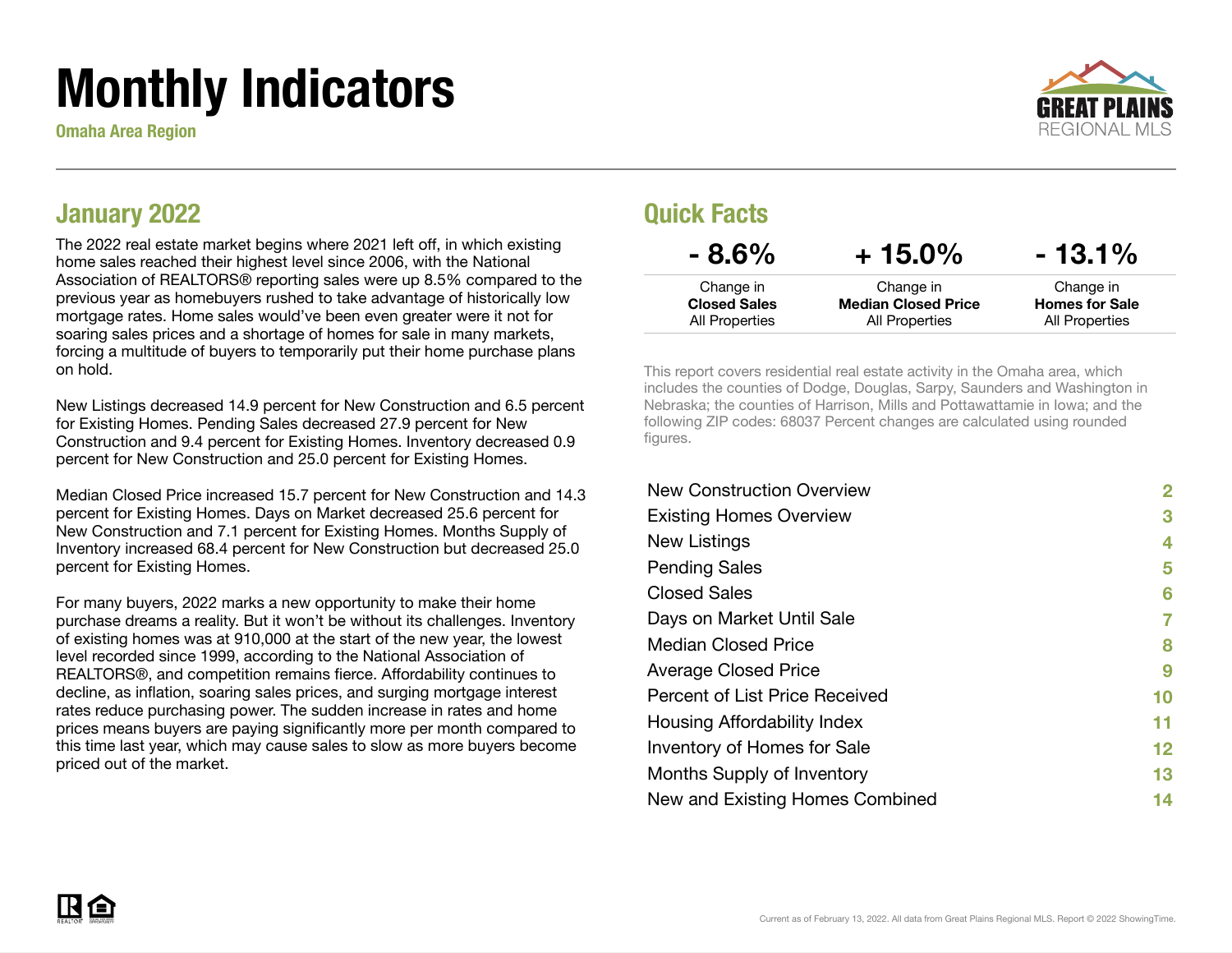# Monthly Indicators

**Omaha Area Region**

GREAT PLAINS REGIONAL MLS

## January 2022

The 2022 real estate market begins where 2021 left off, in which existing home sales reached their highest level since 2006, with the National Association of REALTORS® reporting sales were up 8.5% compared to the previous year as homebuyers rushed to take advantage of historically low mortgage rates. Home sales would've been even greater were it not for soaring sales prices and a shortage of homes for sale in many markets, forcing a multitude of buyers to temporarily put their home purchase plans on hold.

New Listings decreased 14.9 percent for New Construction and 6.5 percent for Existing Homes. Pending Sales decreased 27.9 percent for New Construction and 9.4 percent for Existing Homes. Inventory decreased 0.9 percent for New Construction and 25.0 percent for Existing Homes.

Median Closed Price increased 15.7 percent for New Construction and 14.3 percent for Existing Homes. Days on Market decreased 25.6 percent for New Construction and 7.1 percent for Existing Homes. Months Supply of Inventory increased 68.4 percent for New Construction but decreased 25.0 percent for Existing Homes.

For many buyers, 2022 marks a new opportunity to make their home purchase dreams a reality. But it won't be without its challenges. Inventory of existing homes was at 910,000 at the start of the new year, the lowest level recorded since 1999, according to the National Association of REALTORS®, and competition remains fierce. Affordability continues to decline, as inflation, soaring sales prices, and surging mortgage interest rates reduce purchasing power. The sudden increase in rates and home prices means buyers are paying significantly more per month compared to this time last year, which may cause sales to slow as more buyers become priced out of the market.

## Quick Facts

| - 8.6% | + 15.0% | - 13.1% |
|---|---|---|
| Change in **Closed Sales** All Properties | Change in **Median Closed Price** All Properties | Change in **Homes for Sale** All Properties |

This report covers residential real estate activity in the Omaha area, which includes the counties of Dodge, Douglas, Sarpy, Saunders and Washington in Nebraska; the counties of Harrison, Mills and Pottawattamie in Iowa; and the following ZIP codes: 68037 Percent changes are calculated using rounded figures.

| | |
|---|---|
| New Construction Overview | 2 |
| Existing Homes Overview | 3 |
| New Listings | 4 |
| Pending Sales | 5 |
| Closed Sales | 6 |
| Days on Market Until Sale | 7 |
| Median Closed Price | 8 |
| Average Closed Price | 9 |
| Percent of List Price Received | 10 |
| Housing Affordability Index | 11 |
| Inventory of Homes for Sale | 12 |
| Months Supply of Inventory | 13 |
| New and Existing Homes Combined | 14 |

Current as of February 13, 2022. All data from Great Plains Regional MLS. Report © 2022 ShowingTime.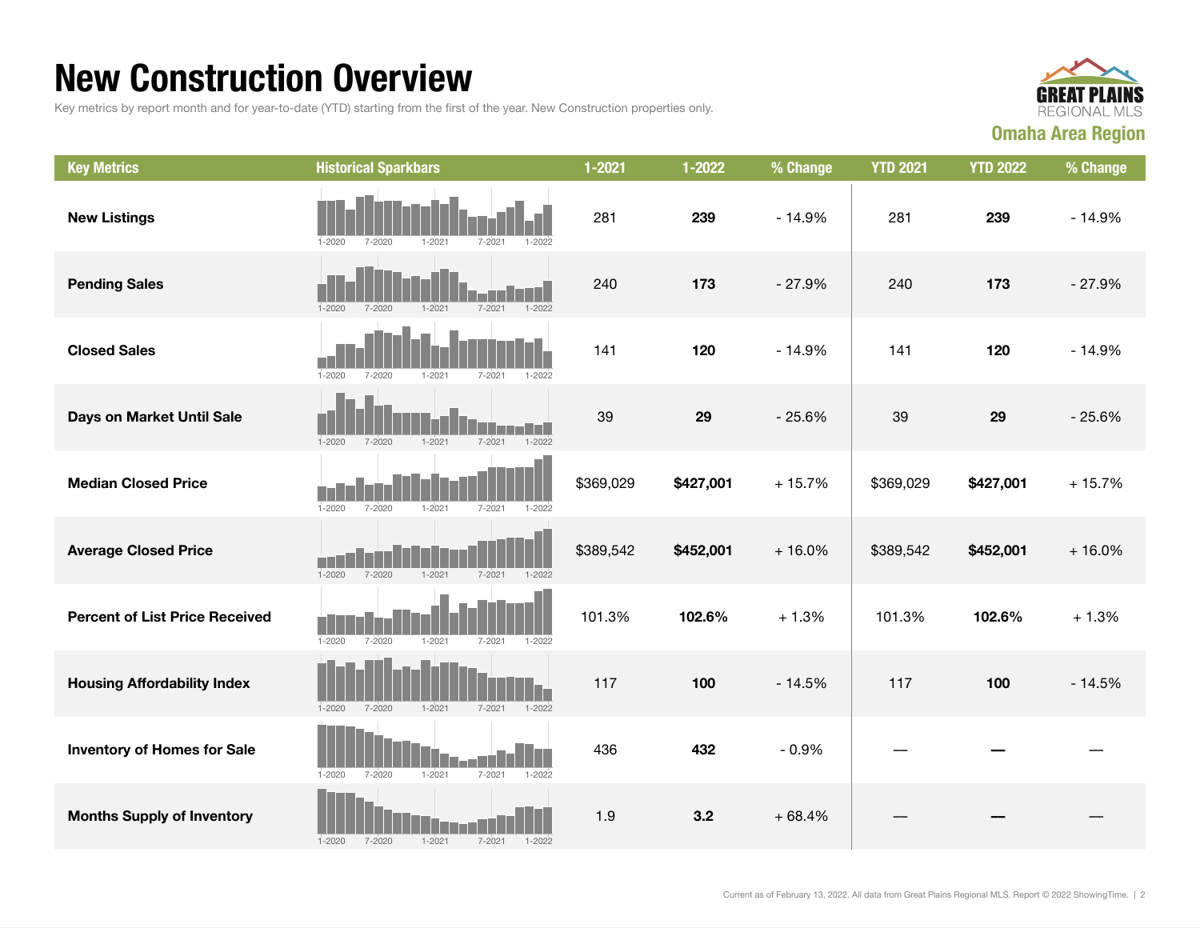# New Construction Overview

Key metrics by report month and for year-to-date (YTD) starting from the first of the year. New Construction properties only.

**GREAT PLAINS REGIONAL MLS**

**Omaha Area Region**

| Key Metrics | Historical Sparkbars | 1-2021 | 1-2022 | % Change | YTD 2021 | YTD 2022 | % Change |
|---|---|---|---|---|---|---|---|
| **New Listings** | 1-2020 7-2020 1-2021 7-2021 1-2022 | 281 | **239** | - 14.9% | 281 | **239** | - 14.9% |
| **Pending Sales** | 1-2020 7-2020 1-2021 7-2021 1-2022 | 240 | **173** | - 27.9% | 240 | **173** | - 27.9% |
| **Closed Sales** | 1-2020 7-2020 1-2021 7-2021 1-2022 | 141 | **120** | - 14.9% | 141 | **120** | - 14.9% |
| **Days on Market Until Sale** | 1-2020 7-2020 1-2021 7-2021 1-2022 | 39 | **29** | - 25.6% | 39 | **29** | - 25.6% |
| **Median Closed Price** | 1-2020 7-2020 1-2021 7-2021 1-2022 | $369,029 | **$427,001** | + 15.7% | $369,029 | **$427,001** | + 15.7% |
| **Average Closed Price** | 1-2020 7-2020 1-2021 7-2021 1-2022 | $389,542 | **$452,001** | + 16.0% | $389,542 | **$452,001** | + 16.0% |
| **Percent of List Price Received** | 1-2020 7-2020 1-2021 7-2021 1-2022 | 101.3% | **102.6%** | + 1.3% | 101.3% | **102.6%** | + 1.3% |
| **Housing Affordability Index** | 1-2020 7-2020 1-2021 7-2021 1-2022 | 117 | **100** | - 14.5% | 117 | **100** | - 14.5% |
| **Inventory of Homes for Sale** | 1-2020 7-2020 1-2021 7-2021 1-2022 | 436 | **432** | - 0.9% | — | **—** | — |
| **Months Supply of Inventory** | 1-2020 7-2020 1-2021 7-2021 1-2022 | 1.9 | **3.2** | + 68.4% | — | **—** | — |

Current as of February 13, 2022. All data from Great Plains Regional MLS. Report © 2022 ShowingTime.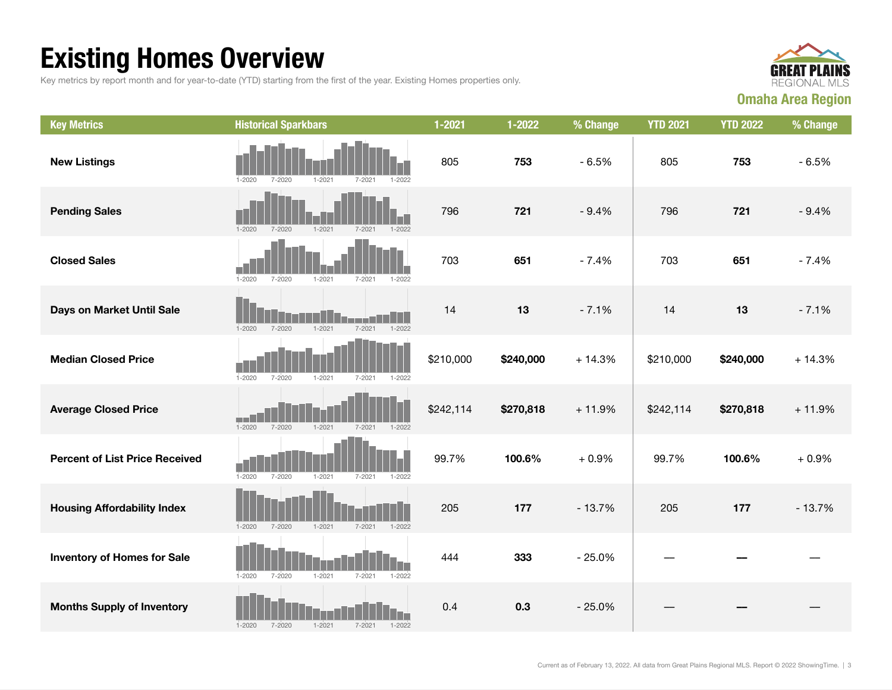# Existing Homes Overview

Key metrics by report month and for year-to-date (YTD) starting from the first of the year. Existing Homes properties only.

**Omaha Area Region**

| Key Metrics | Historical Sparkbars | 1-2021 | 1-2022 | % Change | YTD 2021 | YTD 2022 | % Change |
|---|---|---|---|---|---|---|---|
| **New Listings** | 1-2020 7-2020 1-2021 7-2021 1-2022 | 805 | **753** | - 6.5% | 805 | **753** | - 6.5% |
| **Pending Sales** | 1-2020 7-2020 1-2021 7-2021 1-2022 | 796 | **721** | - 9.4% | 796 | **721** | - 9.4% |
| **Closed Sales** | 1-2020 7-2020 1-2021 7-2021 1-2022 | 703 | **651** | - 7.4% | 703 | **651** | - 7.4% |
| **Days on Market Until Sale** | 1-2020 7-2020 1-2021 7-2021 1-2022 | 14 | **13** | - 7.1% | 14 | **13** | - 7.1% |
| **Median Closed Price** | 1-2020 7-2020 1-2021 7-2021 1-2022 | $210,000 | **$240,000** | + 14.3% | $210,000 | **$240,000** | + 14.3% |
| **Average Closed Price** | 1-2020 7-2020 1-2021 7-2021 1-2022 | $242,114 | **$270,818** | + 11.9% | $242,114 | **$270,818** | + 11.9% |
| **Percent of List Price Received** | 1-2020 7-2020 1-2021 7-2021 1-2022 | 99.7% | **100.6%** | + 0.9% | 99.7% | **100.6%** | + 0.9% |
| **Housing Affordability Index** | 1-2020 7-2020 1-2021 7-2021 1-2022 | 205 | **177** | - 13.7% | 205 | **177** | - 13.7% |
| **Inventory of Homes for Sale** | 1-2020 7-2020 1-2021 7-2021 1-2022 | 444 | **333** | - 25.0% | — | — | — |
| **Months Supply of Inventory** | 1-2020 7-2020 1-2021 7-2021 1-2022 | 0.4 | **0.3** | - 25.0% | — | — | — |

Current as of February 13, 2022. All data from Great Plains Regional MLS. Report © 2022 ShowingTime.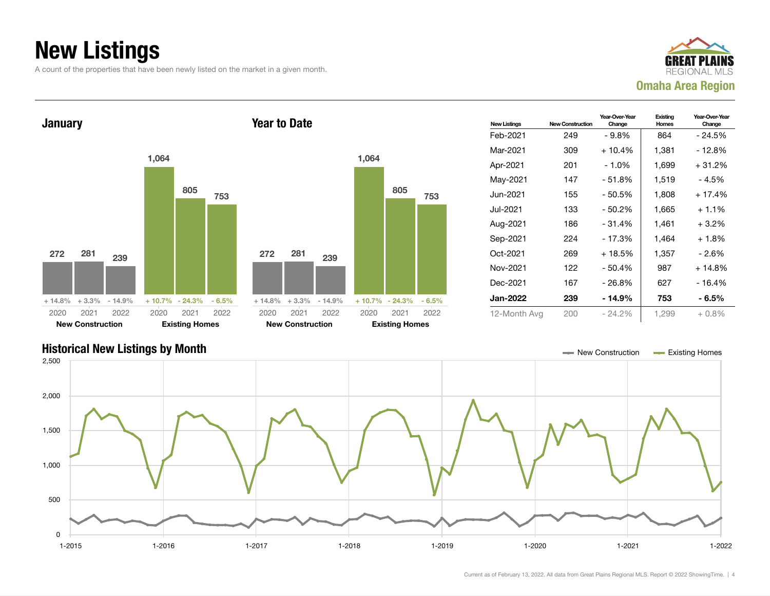# New Listings

A count of the properties that have been newly listed on the market in a given month.

GREAT PLAINS REGIONAL MLS
**Omaha Area Region**

### January

| | 2020 | 2021 | 2022 |
|---|---|---|---|
| New Construction | 272 | 281 | 239 |
| Change | + 14.8% | + 3.3% | - 14.9% |
| Existing Homes | 1,064 | 805 | 753 |
| Change | + 10.7% | - 24.3% | - 6.5% |

### Year to Date

| | 2020 | 2021 | 2022 |
|---|---|---|---|
| New Construction | 272 | 281 | 239 |
| Change | + 14.8% | + 3.3% | - 14.9% |
| Existing Homes | 1,064 | 805 | 753 |
| Change | + 10.7% | - 24.3% | - 6.5% |

| New Listings | New Construction | Year-Over-Year Change | Existing Homes | Year-Over-Year Change |
|---|---|---|---|---|
| Feb-2021 | 249 | - 9.8% | 864 | - 24.5% |
| Mar-2021 | 309 | + 10.4% | 1,381 | - 12.8% |
| Apr-2021 | 201 | - 1.0% | 1,699 | + 31.2% |
| May-2021 | 147 | - 51.8% | 1,519 | - 4.5% |
| Jun-2021 | 155 | - 50.5% | 1,808 | + 17.4% |
| Jul-2021 | 133 | - 50.2% | 1,665 | + 1.1% |
| Aug-2021 | 186 | - 31.4% | 1,461 | + 3.2% |
| Sep-2021 | 224 | - 17.3% | 1,464 | + 1.8% |
| Oct-2021 | 269 | + 18.5% | 1,357 | - 2.6% |
| Nov-2021 | 122 | - 50.4% | 987 | + 14.8% |
| Dec-2021 | 167 | - 26.8% | 627 | - 16.4% |
| **Jan-2022** | **239** | **- 14.9%** | **753** | **- 6.5%** |
| 12-Month Avg | 200 | - 24.2% | 1,299 | + 0.8% |

### Historical New Listings by Month

New Construction | Existing Homes

Current as of February 13, 2022. All data from Great Plains Regional MLS. Report © 2022 ShowingTime.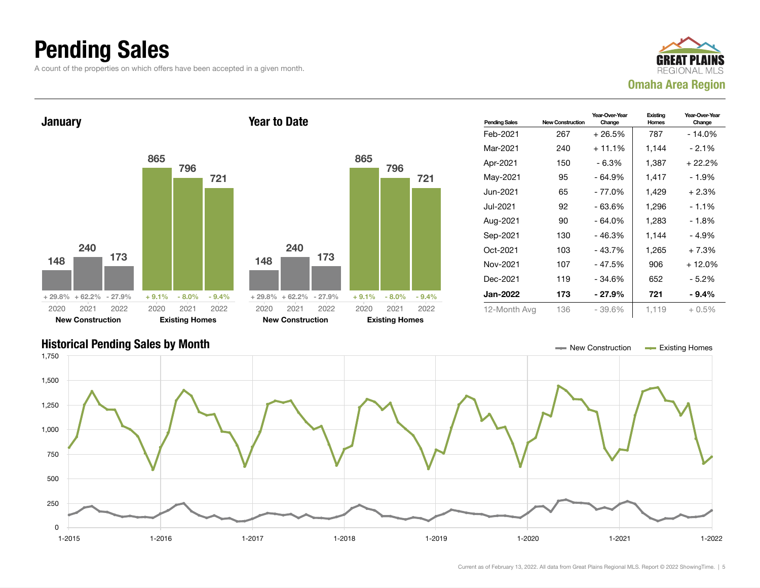# Pending Sales

A count of the properties on which offers have been accepted in a given month.

GREAT PLAINS REGIONAL MLS
**Omaha Area Region**

## January

| | 2020 | 2021 | 2022 |
|---|---|---|---|
| New Construction | 148 | 240 | 173 |
| Change | + 29.8% | + 62.2% | - 27.9% |
| Existing Homes | 865 | 796 | 721 |
| Change | + 9.1% | - 8.0% | - 9.4% |

## Year to Date

| | 2020 | 2021 | 2022 |
|---|---|---|---|
| New Construction | 148 | 240 | 173 |
| Change | + 29.8% | + 62.2% | - 27.9% |
| Existing Homes | 865 | 796 | 721 |
| Change | + 9.1% | - 8.0% | - 9.4% |

| Pending Sales | New Construction | Year-Over-Year Change | Existing Homes | Year-Over-Year Change |
|---|---|---|---|---|
| Feb-2021 | 267 | + 26.5% | 787 | - 14.0% |
| Mar-2021 | 240 | + 11.1% | 1,144 | - 2.1% |
| Apr-2021 | 150 | - 6.3% | 1,387 | + 22.2% |
| May-2021 | 95 | - 64.9% | 1,417 | - 1.9% |
| Jun-2021 | 65 | - 77.0% | 1,429 | + 2.3% |
| Jul-2021 | 92 | - 63.6% | 1,296 | - 1.1% |
| Aug-2021 | 90 | - 64.0% | 1,283 | - 1.8% |
| Sep-2021 | 130 | - 46.3% | 1,144 | - 4.9% |
| Oct-2021 | 103 | - 43.7% | 1,265 | + 7.3% |
| Nov-2021 | 107 | - 47.5% | 906 | + 12.0% |
| Dec-2021 | 119 | - 34.6% | 652 | - 5.2% |
| **Jan-2022** | **173** | **- 27.9%** | **721** | **- 9.4%** |
| 12-Month Avg | 136 | - 39.6% | 1,119 | + 0.5% |

## Historical Pending Sales by Month

Legend: New Construction, Existing Homes

Y-axis: 0, 250, 500, 750, 1,000, 1,250, 1,500, 1,750

X-axis: 1-2015, 1-2016, 1-2017, 1-2018, 1-2019, 1-2020, 1-2021, 1-2022

Current as of February 13, 2022. All data from Great Plains Regional MLS. Report © 2022 ShowingTime.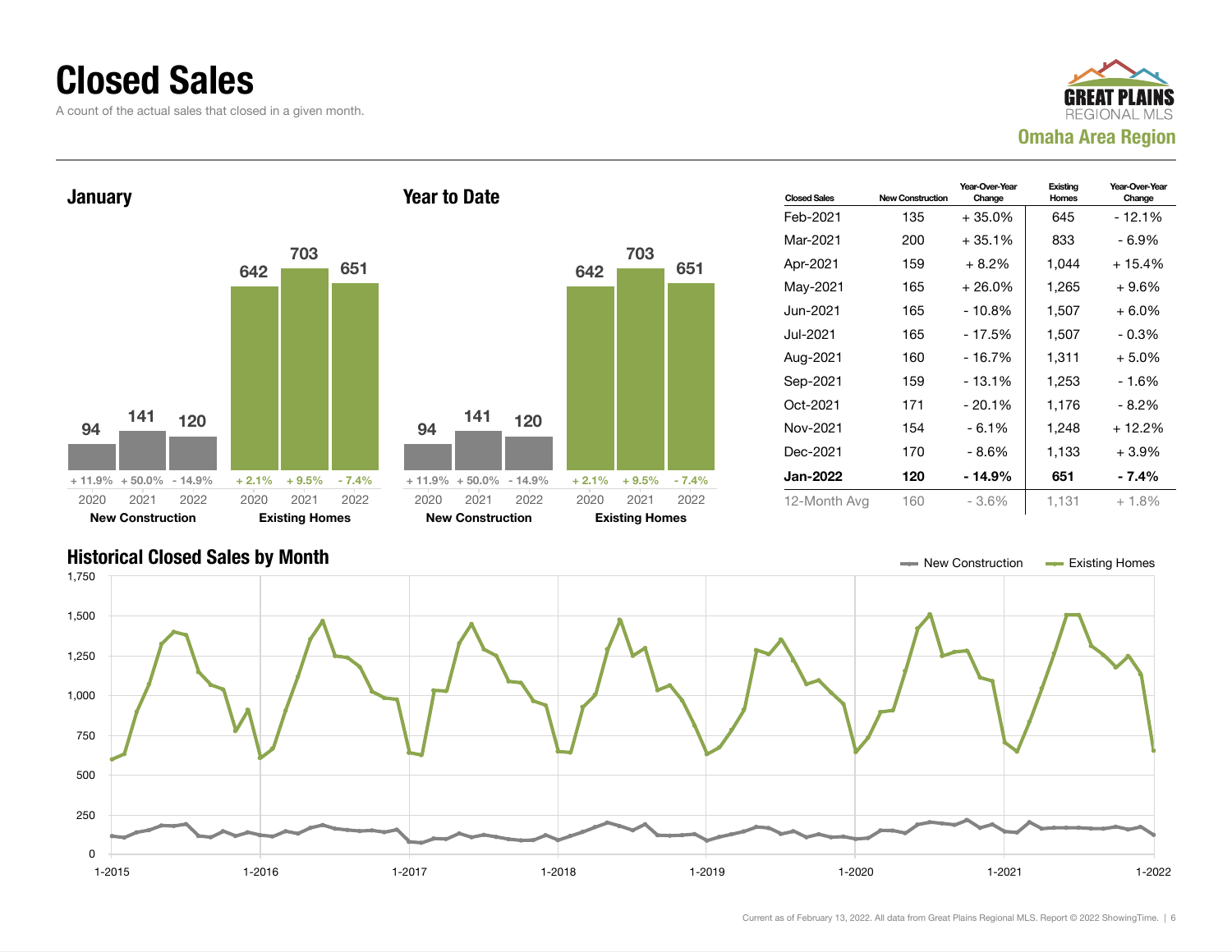# Closed Sales

A count of the actual sales that closed in a given month.

GREAT PLAINS REGIONAL MLS
Omaha Area Region

## January

| | 2020 | 2021 | 2022 |
|---|---|---|---|
| New Construction | 94 | 141 | 120 |
| Change | + 11.9% | + 50.0% | - 14.9% |
| Existing Homes | 642 | 703 | 651 |
| Change | + 2.1% | + 9.5% | - 7.4% |

## Year to Date

| | 2020 | 2021 | 2022 |
|---|---|---|---|
| New Construction | 94 | 141 | 120 |
| Change | + 11.9% | + 50.0% | - 14.9% |
| Existing Homes | 642 | 703 | 651 |
| Change | + 2.1% | + 9.5% | - 7.4% |

| Closed Sales | New Construction | Year-Over-Year Change | Existing Homes | Year-Over-Year Change |
|---|---|---|---|---|
| Feb-2021 | 135 | + 35.0% | 645 | - 12.1% |
| Mar-2021 | 200 | + 35.1% | 833 | - 6.9% |
| Apr-2021 | 159 | + 8.2% | 1,044 | + 15.4% |
| May-2021 | 165 | + 26.0% | 1,265 | + 9.6% |
| Jun-2021 | 165 | - 10.8% | 1,507 | + 6.0% |
| Jul-2021 | 165 | - 17.5% | 1,507 | - 0.3% |
| Aug-2021 | 160 | - 16.7% | 1,311 | + 5.0% |
| Sep-2021 | 159 | - 13.1% | 1,253 | - 1.6% |
| Oct-2021 | 171 | - 20.1% | 1,176 | - 8.2% |
| Nov-2021 | 154 | - 6.1% | 1,248 | + 12.2% |
| Dec-2021 | 170 | - 8.6% | 1,133 | + 3.9% |
| **Jan-2022** | **120** | **- 14.9%** | **651** | **- 7.4%** |
| 12-Month Avg | 160 | - 3.6% | 1,131 | + 1.8% |

## Historical Closed Sales by Month

New Construction — Existing Homes

Current as of February 13, 2022. All data from Great Plains Regional MLS. Report © 2022 ShowingTime.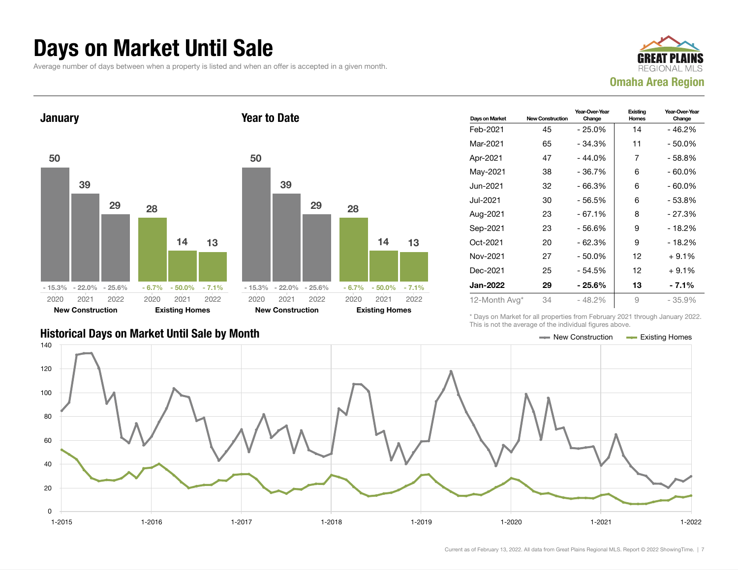# Days on Market Until Sale

Average number of days between when a property is listed and when an offer is accepted in a given month.

**GREAT PLAINS** REGIONAL MLS

**Omaha Area Region**

## January

| | 2020 | 2021 | 2022 |
|---|---|---|---|
| **New Construction** | 50 | 39 | 29 |
| Change | - 15.3% | - 22.0% | - 25.6% |
| **Existing Homes** | 28 | 14 | 13 |
| Change | - 6.7% | - 50.0% | - 7.1% |

## Year to Date

| | 2020 | 2021 | 2022 |
|---|---|---|---|
| **New Construction** | 50 | 39 | 29 |
| Change | - 15.3% | - 22.0% | - 25.6% |
| **Existing Homes** | 28 | 14 | 13 |
| Change | - 6.7% | - 50.0% | - 7.1% |

| Days on Market | New Construction | Year-Over-Year Change | Existing Homes | Year-Over-Year Change |
|---|---|---|---|---|
| Feb-2021 | 45 | - 25.0% | 14 | - 46.2% |
| Mar-2021 | 65 | - 34.3% | 11 | - 50.0% |
| Apr-2021 | 47 | - 44.0% | 7 | - 58.8% |
| May-2021 | 38 | - 36.7% | 6 | - 60.0% |
| Jun-2021 | 32 | - 66.3% | 6 | - 60.0% |
| Jul-2021 | 30 | - 56.5% | 6 | - 53.8% |
| Aug-2021 | 23 | - 67.1% | 8 | - 27.3% |
| Sep-2021 | 23 | - 56.6% | 9 | - 18.2% |
| Oct-2021 | 20 | - 62.3% | 9 | - 18.2% |
| Nov-2021 | 27 | - 50.0% | 12 | + 9.1% |
| Dec-2021 | 25 | - 54.5% | 12 | + 9.1% |
| **Jan-2022** | **29** | **- 25.6%** | **13** | **- 7.1%** |
| 12-Month Avg* | 34 | - 48.2% | 9 | - 35.9% |

\* Days on Market for all properties from February 2021 through January 2022. This is not the average of the individual figures above.

## Historical Days on Market Until Sale by Month

New Construction | Existing Homes

Current as of February 13, 2022. All data from Great Plains Regional MLS. Report © 2022 ShowingTime.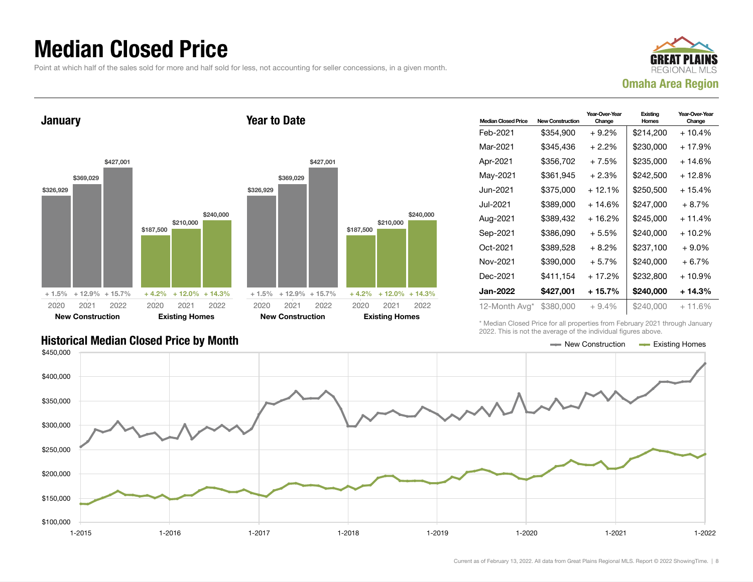# Median Closed Price

Point at which half of the sales sold for more and half sold for less, not accounting for seller concessions, in a given month.

GREAT PLAINS REGIONAL MLS
Omaha Area Region

## January

| | 2020 | 2021 | 2022 |
|---|---|---|---|
| New Construction | $326,929 (+ 1.5%) | $369,029 (+ 12.9%) | $427,001 (+ 15.7%) |
| Existing Homes | $187,500 (+ 4.2%) | $210,000 (+ 12.0%) | $240,000 (+ 14.3%) |

## Year to Date

| | 2020 | 2021 | 2022 |
|---|---|---|---|
| New Construction | $326,929 (+ 1.5%) | $369,029 (+ 12.9%) | $427,001 (+ 15.7%) |
| Existing Homes | $187,500 (+ 4.2%) | $210,000 (+ 12.0%) | $240,000 (+ 14.3%) |

| Median Closed Price | New Construction | Year-Over-Year Change | Existing Homes | Year-Over-Year Change |
|---|---|---|---|---|
| Feb-2021 | $354,900 | + 9.2% | $214,200 | + 10.4% |
| Mar-2021 | $345,436 | + 2.2% | $230,000 | + 17.9% |
| Apr-2021 | $356,702 | + 7.5% | $235,000 | + 14.6% |
| May-2021 | $361,945 | + 2.3% | $242,500 | + 12.8% |
| Jun-2021 | $375,000 | + 12.1% | $250,500 | + 15.4% |
| Jul-2021 | $389,000 | + 14.6% | $247,000 | + 8.7% |
| Aug-2021 | $389,432 | + 16.2% | $245,000 | + 11.4% |
| Sep-2021 | $386,090 | + 5.5% | $240,000 | + 10.2% |
| Oct-2021 | $389,528 | + 8.2% | $237,100 | + 9.0% |
| Nov-2021 | $390,000 | + 5.7% | $240,000 | + 6.7% |
| Dec-2021 | $411,154 | + 17.2% | $232,800 | + 10.9% |
| **Jan-2022** | **$427,001** | **+ 15.7%** | **$240,000** | **+ 14.3%** |
| 12-Month Avg* | $380,000 | + 9.4% | $240,000 | + 11.6% |

\* Median Closed Price for all properties from February 2021 through January 2022. This is not the average of the individual figures above.

## Historical Median Closed Price by Month

New Construction — Existing Homes

Current as of February 13, 2022. All data from Great Plains Regional MLS. Report © 2022 ShowingTime.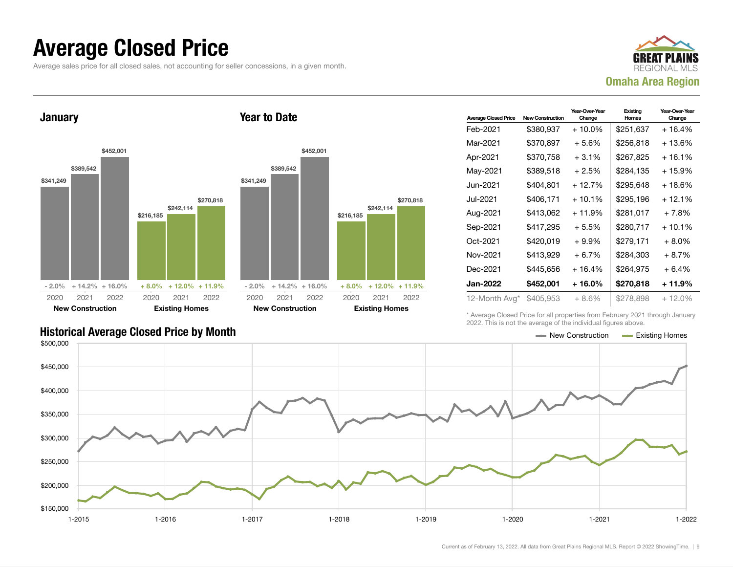# Average Closed Price

Average sales price for all closed sales, not accounting for seller concessions, in a given month.

GREAT PLAINS REGIONAL MLS

**Omaha Area Region**

### January

| | 2020 | 2021 | 2022 |
|---|---|---|---|
| **New Construction** | $341,249 (- 2.0%) | $389,542 (+ 14.2%) | $452,001 (+ 16.0%) |
| **Existing Homes** | $216,185 (+ 8.0%) | $242,114 (+ 12.0%) | $270,818 (+ 11.9%) |

### Year to Date

| | 2020 | 2021 | 2022 |
|---|---|---|---|
| **New Construction** | $341,249 (- 2.0%) | $389,542 (+ 14.2%) | $452,001 (+ 16.0%) |
| **Existing Homes** | $216,185 (+ 8.0%) | $242,114 (+ 12.0%) | $270,818 (+ 11.9%) |

| Average Closed Price | New Construction | Year-Over-Year Change | Existing Homes | Year-Over-Year Change |
|---|---|---|---|---|
| Feb-2021 | $380,937 | + 10.0% | $251,637 | + 16.4% |
| Mar-2021 | $370,897 | + 5.6% | $256,818 | + 13.6% |
| Apr-2021 | $370,758 | + 3.1% | $267,825 | + 16.1% |
| May-2021 | $389,518 | + 2.5% | $284,135 | + 15.9% |
| Jun-2021 | $404,801 | + 12.7% | $295,648 | + 18.6% |
| Jul-2021 | $406,171 | + 10.1% | $295,196 | + 12.1% |
| Aug-2021 | $413,062 | + 11.9% | $281,017 | + 7.8% |
| Sep-2021 | $417,295 | + 5.5% | $280,717 | + 10.1% |
| Oct-2021 | $420,019 | + 9.9% | $279,171 | + 8.0% |
| Nov-2021 | $413,929 | + 6.7% | $284,303 | + 8.7% |
| Dec-2021 | $445,656 | + 16.4% | $264,975 | + 6.4% |
| **Jan-2022** | **$452,001** | **+ 16.0%** | **$270,818** | **+ 11.9%** |
| 12-Month Avg* | $405,953 | + 8.6% | $278,898 | + 12.0% |

\* Average Closed Price for all properties from February 2021 through January 2022. This is not the average of the individual figures above.

### Historical Average Closed Price by Month

New Construction — Existing Homes

Current as of February 13, 2022. All data from Great Plains Regional MLS. Report © 2022 ShowingTime.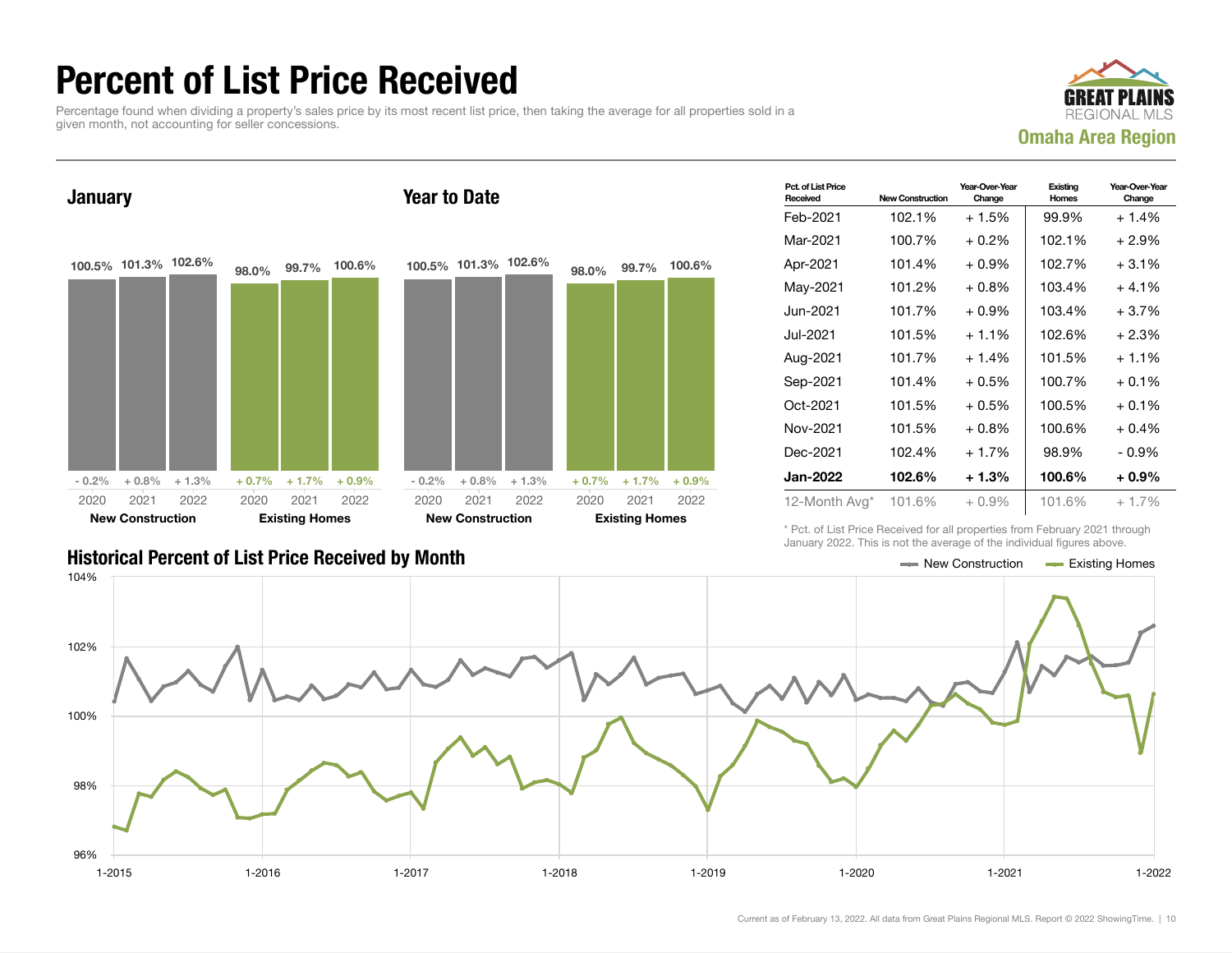# Percent of List Price Received

Percentage found when dividing a property's sales price by its most recent list price, then taking the average for all properties sold in a given month, not accounting for seller concessions.

GREAT PLAINS REGIONAL MLS

**Omaha Area Region**

## January

| | 2020 | 2021 | 2022 |
|---|---|---|---|
| New Construction | 100.5% (- 0.2%) | 101.3% (+ 0.8%) | 102.6% (+ 1.3%) |
| Existing Homes | 98.0% (+ 0.7%) | 99.7% (+ 1.7%) | 100.6% (+ 0.9%) |

## Year to Date

| | 2020 | 2021 | 2022 |
|---|---|---|---|
| New Construction | 100.5% (- 0.2%) | 101.3% (+ 0.8%) | 102.6% (+ 1.3%) |
| Existing Homes | 98.0% (+ 0.7%) | 99.7% (+ 1.7%) | 100.6% (+ 0.9%) |

| Pct. of List Price Received | New Construction | Year-Over-Year Change | Existing Homes | Year-Over-Year Change |
|---|---|---|---|---|
| Feb-2021 | 102.1% | + 1.5% | 99.9% | + 1.4% |
| Mar-2021 | 100.7% | + 0.2% | 102.1% | + 2.9% |
| Apr-2021 | 101.4% | + 0.9% | 102.7% | + 3.1% |
| May-2021 | 101.2% | + 0.8% | 103.4% | + 4.1% |
| Jun-2021 | 101.7% | + 0.9% | 103.4% | + 3.7% |
| Jul-2021 | 101.5% | + 1.1% | 102.6% | + 2.3% |
| Aug-2021 | 101.7% | + 1.4% | 101.5% | + 1.1% |
| Sep-2021 | 101.4% | + 0.5% | 100.7% | + 0.1% |
| Oct-2021 | 101.5% | + 0.5% | 100.5% | + 0.1% |
| Nov-2021 | 101.5% | + 0.8% | 100.6% | + 0.4% |
| Dec-2021 | 102.4% | + 1.7% | 98.9% | - 0.9% |
| **Jan-2022** | **102.6%** | **+ 1.3%** | **100.6%** | **+ 0.9%** |
| 12-Month Avg* | 101.6% | + 0.9% | 101.6% | + 1.7% |

\* Pct. of List Price Received for all properties from February 2021 through January 2022. This is not the average of the individual figures above.

## Historical Percent of List Price Received by Month

New Construction / Existing Homes

Current as of February 13, 2022. All data from Great Plains Regional MLS. Report © 2022 ShowingTime.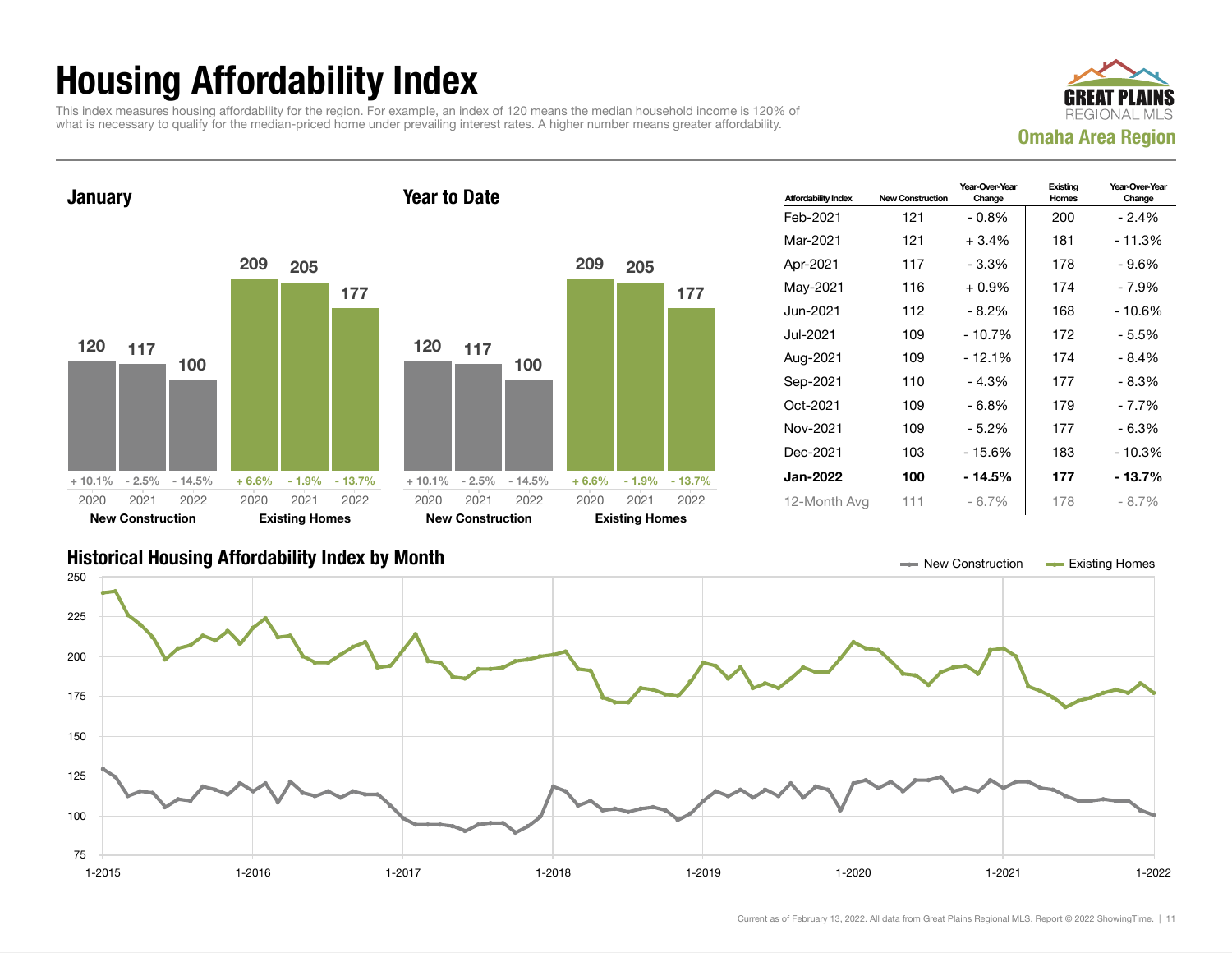# Housing Affordability Index

This index measures housing affordability for the region. For example, an index of 120 means the median household income is 120% of what is necessary to qualify for the median-priced home under prevailing interest rates. A higher number means greater affordability.

GREAT PLAINS REGIONAL MLS

**Omaha Area Region**

## January

| | 2020 | 2021 | 2022 |
|---|---|---|---|
| New Construction | 120 | 117 | 100 |
| | + 10.1% | - 2.5% | - 14.5% |
| Existing Homes | 209 | 205 | 177 |
| | + 6.6% | - 1.9% | - 13.7% |

## Year to Date

| | 2020 | 2021 | 2022 |
|---|---|---|---|
| New Construction | 120 | 117 | 100 |
| | + 10.1% | - 2.5% | - 14.5% |
| Existing Homes | 209 | 205 | 177 |
| | + 6.6% | - 1.9% | - 13.7% |

| Affordability Index | New Construction | Year-Over-Year Change | Existing Homes | Year-Over-Year Change |
|---|---|---|---|---|
| Feb-2021 | 121 | - 0.8% | 200 | - 2.4% |
| Mar-2021 | 121 | + 3.4% | 181 | - 11.3% |
| Apr-2021 | 117 | - 3.3% | 178 | - 9.6% |
| May-2021 | 116 | + 0.9% | 174 | - 7.9% |
| Jun-2021 | 112 | - 8.2% | 168 | - 10.6% |
| Jul-2021 | 109 | - 10.7% | 172 | - 5.5% |
| Aug-2021 | 109 | - 12.1% | 174 | - 8.4% |
| Sep-2021 | 110 | - 4.3% | 177 | - 8.3% |
| Oct-2021 | 109 | - 6.8% | 179 | - 7.7% |
| Nov-2021 | 109 | - 5.2% | 177 | - 6.3% |
| Dec-2021 | 103 | - 15.6% | 183 | - 10.3% |
| **Jan-2022** | **100** | **- 14.5%** | **177** | **- 13.7%** |
| 12-Month Avg | 111 | - 6.7% | 178 | - 8.7% |

## Historical Housing Affordability Index by Month

New Construction — Existing Homes

Current as of February 13, 2022. All data from Great Plains Regional MLS. Report © 2022 ShowingTime.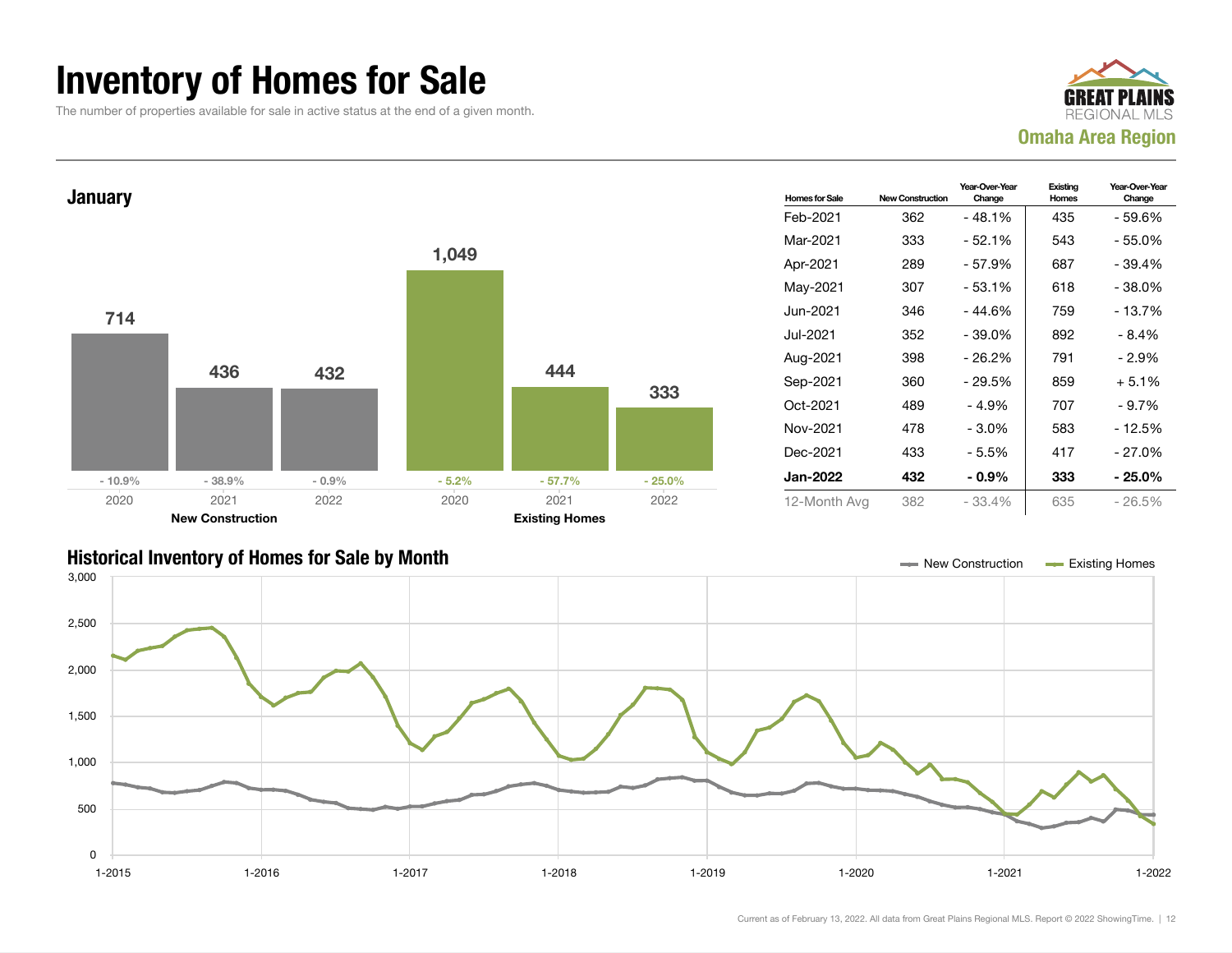# Inventory of Homes for Sale

The number of properties available for sale in active status at the end of a given month.

GREAT PLAINS REGIONAL MLS

**Omaha Area Region**

## January

| | 2020 | 2021 | 2022 |
|---|---|---|---|
| **New Construction** | 714 (- 10.9%) | 436 (- 38.9%) | 432 (- 0.9%) |
| **Existing Homes** | 1,049 (- 5.2%) | 444 (- 57.7%) | 333 (- 25.0%) |

| Homes for Sale | New Construction | Year-Over-Year Change | Existing Homes | Year-Over-Year Change |
|---|---|---|---|---|
| Feb-2021 | 362 | - 48.1% | 435 | - 59.6% |
| Mar-2021 | 333 | - 52.1% | 543 | - 55.0% |
| Apr-2021 | 289 | - 57.9% | 687 | - 39.4% |
| May-2021 | 307 | - 53.1% | 618 | - 38.0% |
| Jun-2021 | 346 | - 44.6% | 759 | - 13.7% |
| Jul-2021 | 352 | - 39.0% | 892 | - 8.4% |
| Aug-2021 | 398 | - 26.2% | 791 | - 2.9% |
| Sep-2021 | 360 | - 29.5% | 859 | + 5.1% |
| Oct-2021 | 489 | - 4.9% | 707 | - 9.7% |
| Nov-2021 | 478 | - 3.0% | 583 | - 12.5% |
| Dec-2021 | 433 | - 5.5% | 417 | - 27.0% |
| **Jan-2022** | **432** | **- 0.9%** | **333** | **- 25.0%** |
| 12-Month Avg | 382 | - 33.4% | 635 | - 26.5% |

## Historical Inventory of Homes for Sale by Month

New Construction — Existing Homes

Current as of February 13, 2022. All data from Great Plains Regional MLS. Report © 2022 ShowingTime.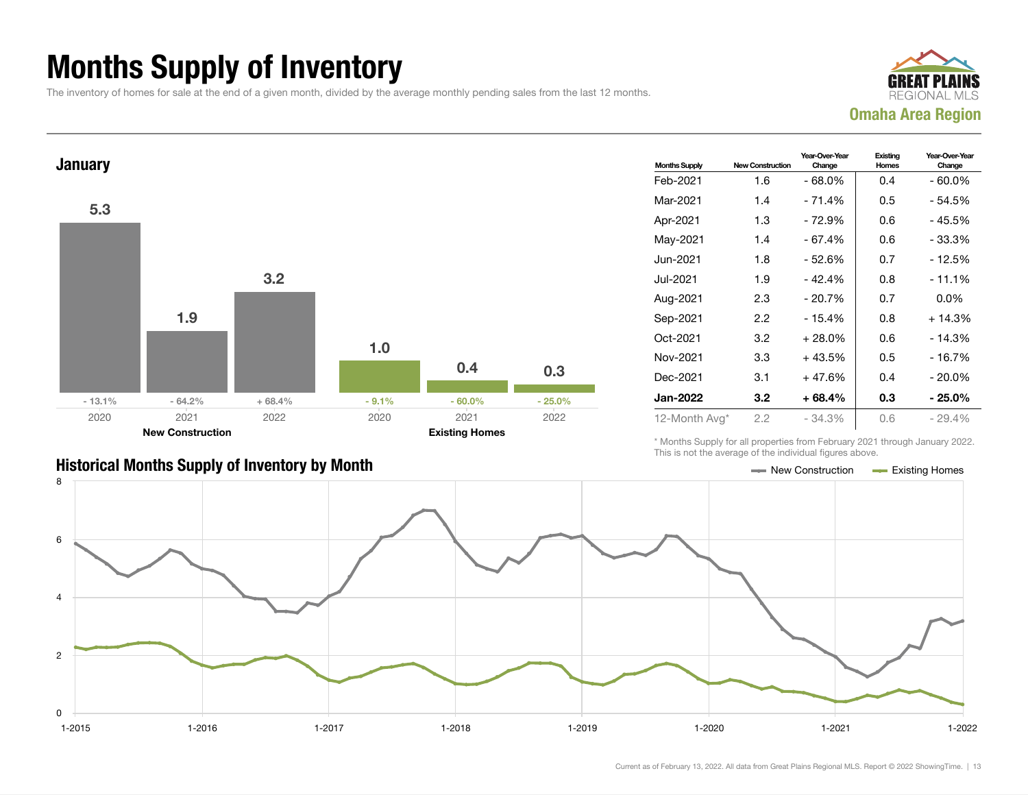# Months Supply of Inventory

The inventory of homes for sale at the end of a given month, divided by the average monthly pending sales from the last 12 months.

GREAT PLAINS REGIONAL MLS
**Omaha Area Region**

## January

| | 2020 | 2021 | 2022 |
|---|---|---|---|
| New Construction | 5.3 (- 13.1%) | 1.9 (- 64.2%) | 3.2 (+ 68.4%) |
| Existing Homes | 1.0 (- 9.1%) | 0.4 (- 60.0%) | 0.3 (- 25.0%) |

| Months Supply | New Construction | Year-Over-Year Change | Existing Homes | Year-Over-Year Change |
|---|---|---|---|---|
| Feb-2021 | 1.6 | - 68.0% | 0.4 | - 60.0% |
| Mar-2021 | 1.4 | - 71.4% | 0.5 | - 54.5% |
| Apr-2021 | 1.3 | - 72.9% | 0.6 | - 45.5% |
| May-2021 | 1.4 | - 67.4% | 0.6 | - 33.3% |
| Jun-2021 | 1.8 | - 52.6% | 0.7 | - 12.5% |
| Jul-2021 | 1.9 | - 42.4% | 0.8 | - 11.1% |
| Aug-2021 | 2.3 | - 20.7% | 0.7 | 0.0% |
| Sep-2021 | 2.2 | - 15.4% | 0.8 | + 14.3% |
| Oct-2021 | 3.2 | + 28.0% | 0.6 | - 14.3% |
| Nov-2021 | 3.3 | + 43.5% | 0.5 | - 16.7% |
| Dec-2021 | 3.1 | + 47.6% | 0.4 | - 20.0% |
| **Jan-2022** | **3.2** | **+ 68.4%** | **0.3** | **- 25.0%** |
| 12-Month Avg* | 2.2 | - 34.3% | 0.6 | - 29.4% |

\* Months Supply for all properties from February 2021 through January 2022. This is not the average of the individual figures above.

## Historical Months Supply of Inventory by Month

Legend: New Construction, Existing Homes

Current as of February 13, 2022. All data from Great Plains Regional MLS. Report © 2022 ShowingTime.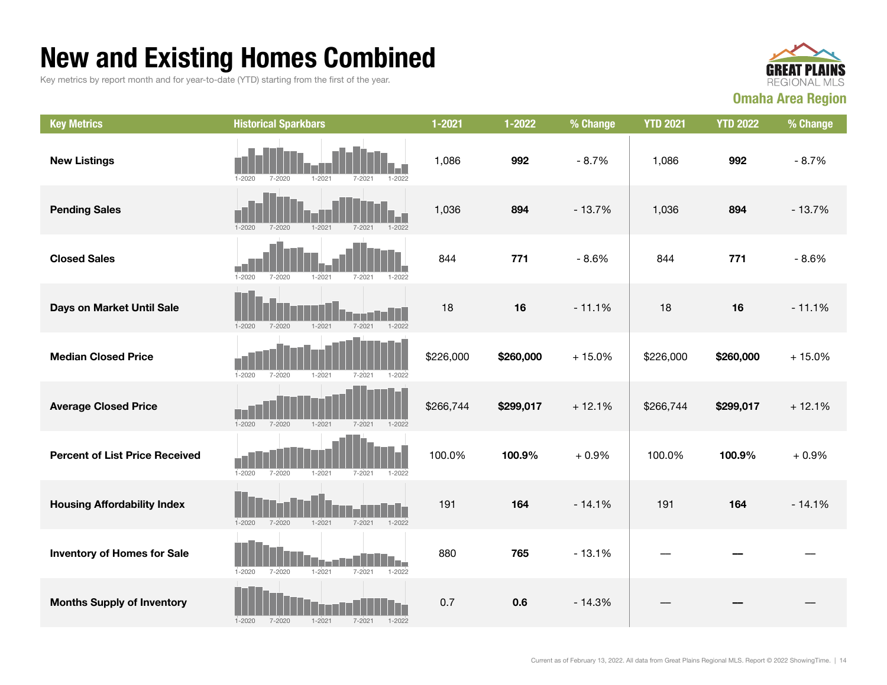# New and Existing Homes Combined

Key metrics by report month and for year-to-date (YTD) starting from the first of the year.

GREAT PLAINS REGIONAL MLS

**Omaha Area Region**

| Key Metrics | Historical Sparkbars | 1-2021 | 1-2022 | % Change | YTD 2021 | YTD 2022 | % Change |
|---|---|---|---|---|---|---|---|
| **New Listings** | 1-2020 7-2020 1-2021 7-2021 1-2022 | 1,086 | **992** | - 8.7% | 1,086 | **992** | - 8.7% |
| **Pending Sales** | 1-2020 7-2020 1-2021 7-2021 1-2022 | 1,036 | **894** | - 13.7% | 1,036 | **894** | - 13.7% |
| **Closed Sales** | 1-2020 7-2020 1-2021 7-2021 1-2022 | 844 | **771** | - 8.6% | 844 | **771** | - 8.6% |
| **Days on Market Until Sale** | 1-2020 7-2020 1-2021 7-2021 1-2022 | 18 | **16** | - 11.1% | 18 | **16** | - 11.1% |
| **Median Closed Price** | 1-2020 7-2020 1-2021 7-2021 1-2022 | $226,000 | **$260,000** | + 15.0% | $226,000 | **$260,000** | + 15.0% |
| **Average Closed Price** | 1-2020 7-2020 1-2021 7-2021 1-2022 | $266,744 | **$299,017** | + 12.1% | $266,744 | **$299,017** | + 12.1% |
| **Percent of List Price Received** | 1-2020 7-2020 1-2021 7-2021 1-2022 | 100.0% | **100.9%** | + 0.9% | 100.0% | **100.9%** | + 0.9% |
| **Housing Affordability Index** | 1-2020 7-2020 1-2021 7-2021 1-2022 | 191 | **164** | - 14.1% | 191 | **164** | - 14.1% |
| **Inventory of Homes for Sale** | 1-2020 7-2020 1-2021 7-2021 1-2022 | 880 | **765** | - 13.1% | — | **—** | — |
| **Months Supply of Inventory** | 1-2020 7-2020 1-2021 7-2021 1-2022 | 0.7 | **0.6** | - 14.3% | — | **—** | — |

Current as of February 13, 2022. All data from Great Plains Regional MLS. Report © 2022 ShowingTime.